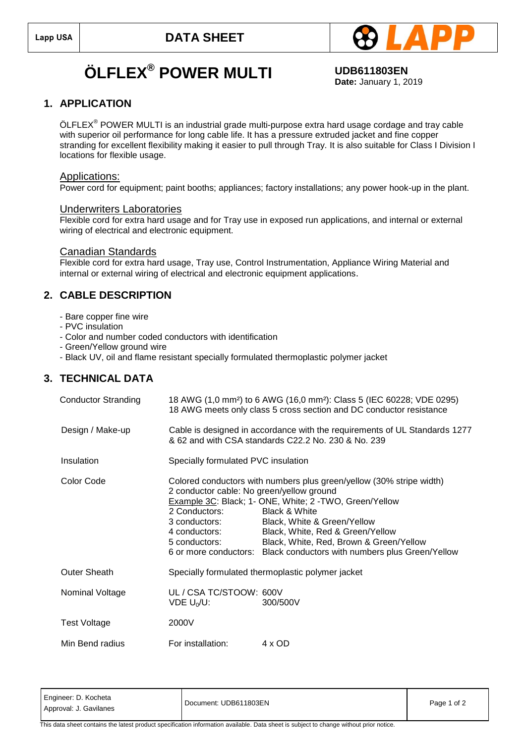Lapp USA | **DATA SHEET** | LAPP

# ÖLFLEX® POWER MULTI

**UDB611803EN**
**Date:** January 1, 2019

## 1. APPLICATION

ÖLFLEX® POWER MULTI is an industrial grade multi-purpose extra hard usage cordage and tray cable with superior oil performance for long cable life. It has a pressure extruded jacket and fine copper stranding for excellent flexibility making it easier to pull through Tray. It is also suitable for Class I Division I locations for flexible usage.

### Applications:

Power cord for equipment; paint booths; appliances; factory installations; any power hook-up in the plant.

### Underwriters Laboratories

Flexible cord for extra hard usage and for Tray use in exposed run applications, and internal or external wiring of electrical and electronic equipment.

### Canadian Standards

Flexible cord for extra hard usage, Tray use, Control Instrumentation, Appliance Wiring Material and internal or external wiring of electrical and electronic equipment applications.

## 2. CABLE DESCRIPTION

- Bare copper fine wire
- PVC insulation
- Color and number coded conductors with identification
- Green/Yellow ground wire
- Black UV, oil and flame resistant specially formulated thermoplastic polymer jacket

## 3. TECHNICAL DATA

| | |
|---|---|
| Conductor Stranding | 18 AWG (1,0 mm²) to 6 AWG (16,0 mm²): Class 5 (IEC 60228; VDE 0295)<br>18 AWG meets only class 5 cross section and DC conductor resistance |
| Design / Make-up | Cable is designed in accordance with the requirements of UL Standards 1277 & 62 and with CSA standards C22.2 No. 230 & No. 239 |
| Insulation | Specially formulated PVC insulation |
| Color Code | Colored conductors with numbers plus green/yellow (30% stripe width)<br>2 conductor cable: No green/yellow ground<br>Example 3C: Black; 1- ONE, White; 2 -TWO, Green/Yellow<br>2 Conductors: Black & White<br>3 conductors: Black, White & Green/Yellow<br>4 conductors: Black, White, Red & Green/Yellow<br>5 conductors: Black, White, Red, Brown & Green/Yellow<br>6 or more conductors: Black conductors with numbers plus Green/Yellow |
| Outer Sheath | Specially formulated thermoplastic polymer jacket |
| Nominal Voltage | UL / CSA TC/STOOW: 600V<br>VDE $U_0/U$: 300/500V |
| Test Voltage | 2000V |
| Min Bend radius | For installation: 4 x OD |

| | | |
|---|---|---|
| Engineer: D. Kocheta<br>Approval: J. Gavilanes | Document: UDB611803EN | Page 1 of 2 |

This data sheet contains the latest product specification information available. Data sheet is subject to change without prior notice.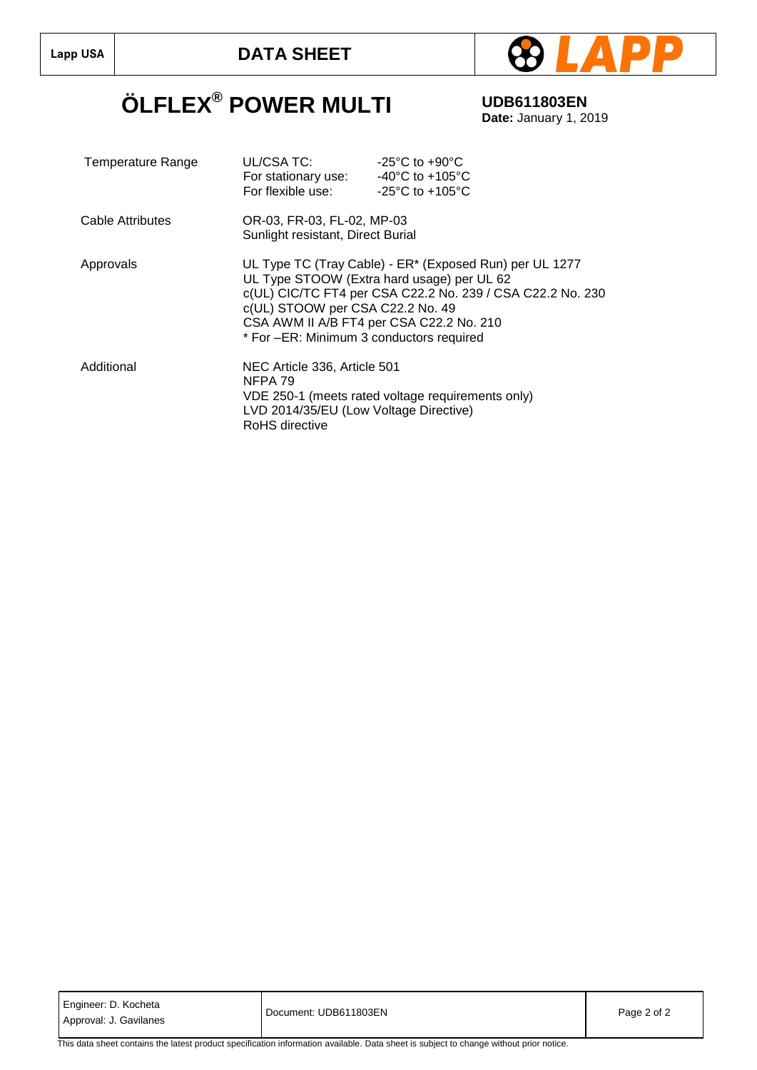| | | |
|---|---|---|
| Temperature Range | UL/CSA TC:<br>For stationary use:<br>For flexible use: | -25°C to +90°C<br>-40°C to +105°C<br>-25°C to +105°C |
| Cable Attributes | OR-03, FR-03, FL-02, MP-03<br>Sunlight resistant, Direct Burial | |
| Approvals | UL Type TC (Tray Cable) - ER* (Exposed Run) per UL 1277<br>UL Type STOOW (Extra hard usage) per UL 62<br>c(UL) CIC/TC FT4 per CSA C22.2 No. 239 / CSA C22.2 No. 230<br>c(UL) STOOW per CSA C22.2 No. 49<br>CSA AWM II A/B FT4 per CSA C22.2 No. 210<br>* For –ER: Minimum 3 conductors required | |
| Additional | NEC Article 336, Article 501<br>NFPA 79<br>VDE 250-1 (meets rated voltage requirements only)<br>LVD 2014/35/EU (Low Voltage Directive)<br>RoHS directive | |

| | | |
|---|---|---|
| Engineer: D. Kocheta<br>Approval: J. Gavilanes | Document: UDB611803EN | |

This data sheet contains the latest product specification information available. Data sheet is subject to change without prior notice.